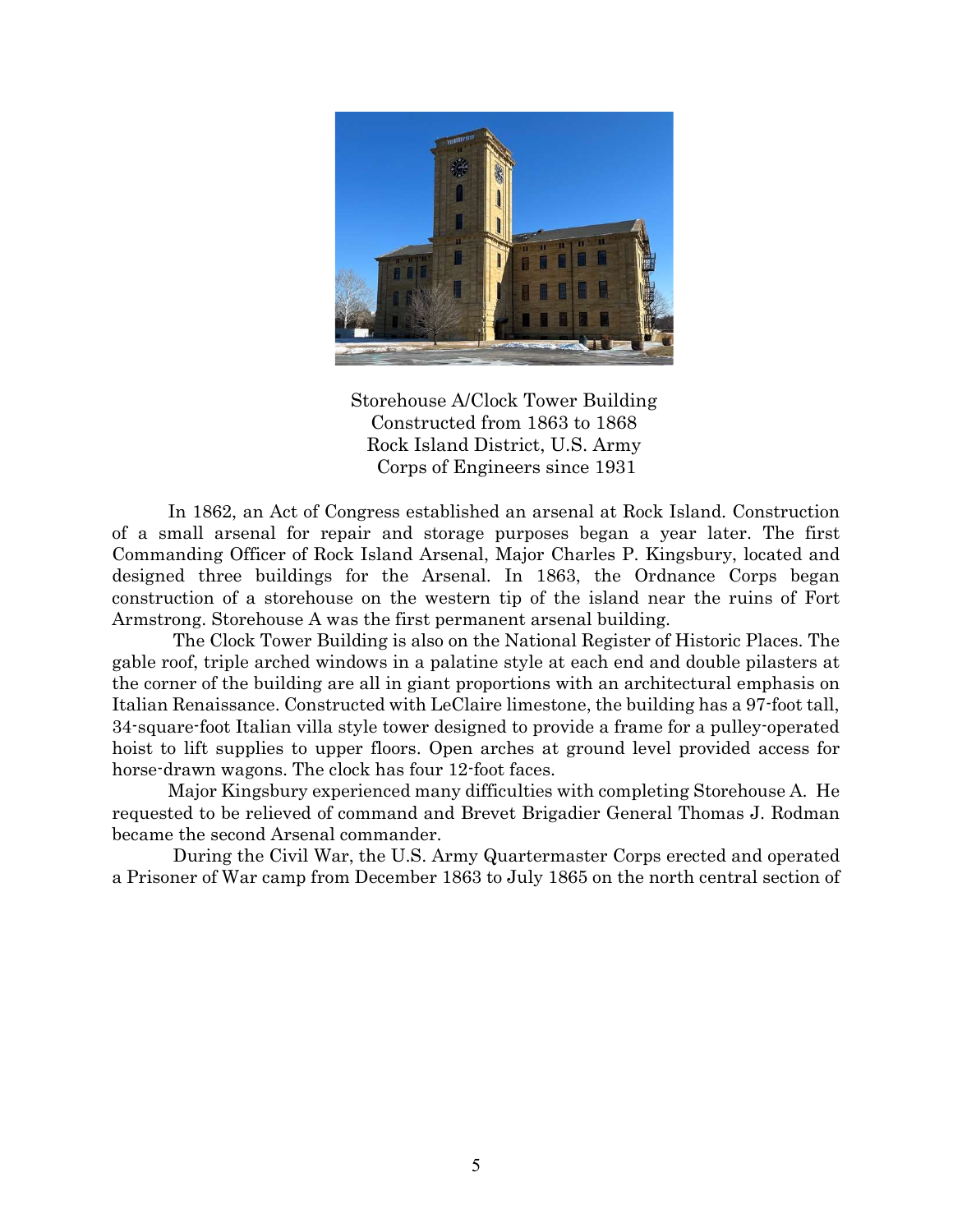Storehouse A/Clock Tower Building
Constructed from 1863 to 1868
Rock Island District, U.S. Army
Corps of Engineers since 1931

In 1862, an Act of Congress established an arsenal at Rock Island. Construction of a small arsenal for repair and storage purposes began a year later. The first Commanding Officer of Rock Island Arsenal, Major Charles P. Kingsbury, located and designed three buildings for the Arsenal. In 1863, the Ordnance Corps began construction of a storehouse on the western tip of the island near the ruins of Fort Armstrong. Storehouse A was the first permanent arsenal building.

The Clock Tower Building is also on the National Register of Historic Places. The gable roof, triple arched windows in a palatine style at each end and double pilasters at the corner of the building are all in giant proportions with an architectural emphasis on Italian Renaissance. Constructed with LeClaire limestone, the building has a 97-foot tall, 34-square-foot Italian villa style tower designed to provide a frame for a pulley-operated hoist to lift supplies to upper floors. Open arches at ground level provided access for horse-drawn wagons. The clock has four 12-foot faces.

Major Kingsbury experienced many difficulties with completing Storehouse A. He requested to be relieved of command and Brevet Brigadier General Thomas J. Rodman became the second Arsenal commander.

During the Civil War, the U.S. Army Quartermaster Corps erected and operated a Prisoner of War camp from December 1863 to July 1865 on the north central section of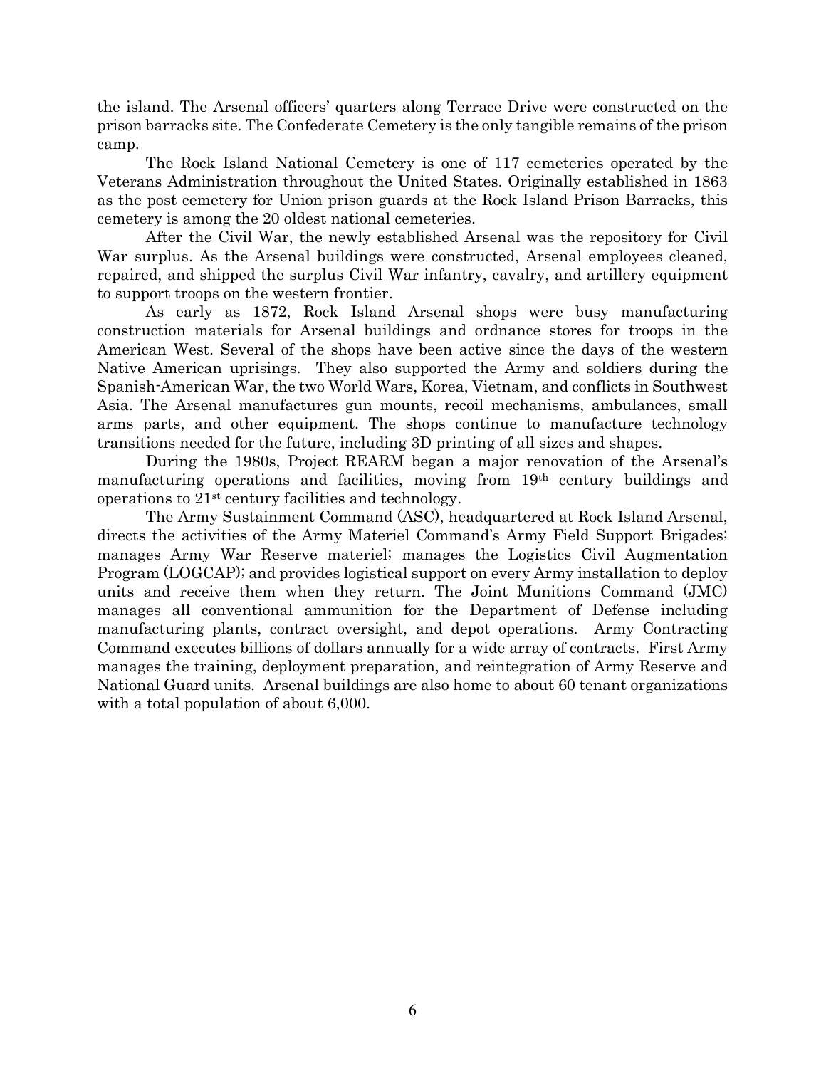the island. The Arsenal officers' quarters along Terrace Drive were constructed on the prison barracks site. The Confederate Cemetery is the only tangible remains of the prison camp.

The Rock Island National Cemetery is one of 117 cemeteries operated by the Veterans Administration throughout the United States. Originally established in 1863 as the post cemetery for Union prison guards at the Rock Island Prison Barracks, this cemetery is among the 20 oldest national cemeteries.

After the Civil War, the newly established Arsenal was the repository for Civil War surplus. As the Arsenal buildings were constructed, Arsenal employees cleaned, repaired, and shipped the surplus Civil War infantry, cavalry, and artillery equipment to support troops on the western frontier.

As early as 1872, Rock Island Arsenal shops were busy manufacturing construction materials for Arsenal buildings and ordnance stores for troops in the American West. Several of the shops have been active since the days of the western Native American uprisings. They also supported the Army and soldiers during the Spanish-American War, the two World Wars, Korea, Vietnam, and conflicts in Southwest Asia. The Arsenal manufactures gun mounts, recoil mechanisms, ambulances, small arms parts, and other equipment. The shops continue to manufacture technology transitions needed for the future, including 3D printing of all sizes and shapes.

During the 1980s, Project REARM began a major renovation of the Arsenal's manufacturing operations and facilities, moving from 19th century buildings and operations to 21st century facilities and technology.

The Army Sustainment Command (ASC), headquartered at Rock Island Arsenal, directs the activities of the Army Materiel Command's Army Field Support Brigades; manages Army War Reserve materiel; manages the Logistics Civil Augmentation Program (LOGCAP); and provides logistical support on every Army installation to deploy units and receive them when they return. The Joint Munitions Command (JMC) manages all conventional ammunition for the Department of Defense including manufacturing plants, contract oversight, and depot operations. Army Contracting Command executes billions of dollars annually for a wide array of contracts. First Army manages the training, deployment preparation, and reintegration of Army Reserve and National Guard units. Arsenal buildings are also home to about 60 tenant organizations with a total population of about 6,000.